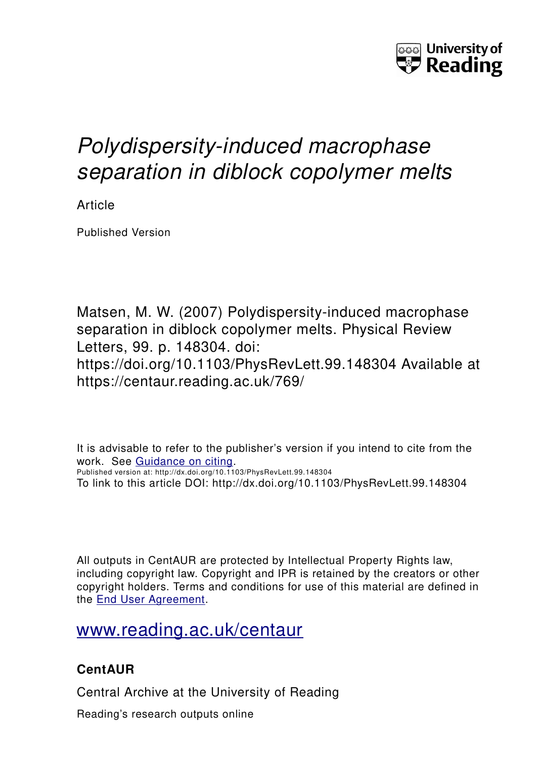# *Polydispersity-induced macrophase separation in diblock copolymer melts*

Article

Published Version

Matsen, M. W. (2007) Polydispersity-induced macrophase separation in diblock copolymer melts. Physical Review Letters, 99. p. 148304. doi: https://doi.org/10.1103/PhysRevLett.99.148304 Available at https://centaur.reading.ac.uk/769/

It is advisable to refer to the publisher's version if you intend to cite from the work. See [Guidance on citing](http://centaur.reading.ac.uk/71187/10/CentAUR%20citing%20guide.pdf).

Published version at: http://dx.doi.org/10.1103/PhysRevLett.99.148304

To link to this article DOI: http://dx.doi.org/10.1103/PhysRevLett.99.148304

All outputs in CentAUR are protected by Intellectual Property Rights law, including copyright law. Copyright and IPR is retained by the creators or other copyright holders. Terms and conditions for use of this material are defined in the [End User Agreement](http://centaur.reading.ac.uk/licence).

[www.reading.ac.uk/centaur](http://www.reading.ac.uk/centaur)

## CentAUR

Central Archive at the University of Reading

Reading's research outputs online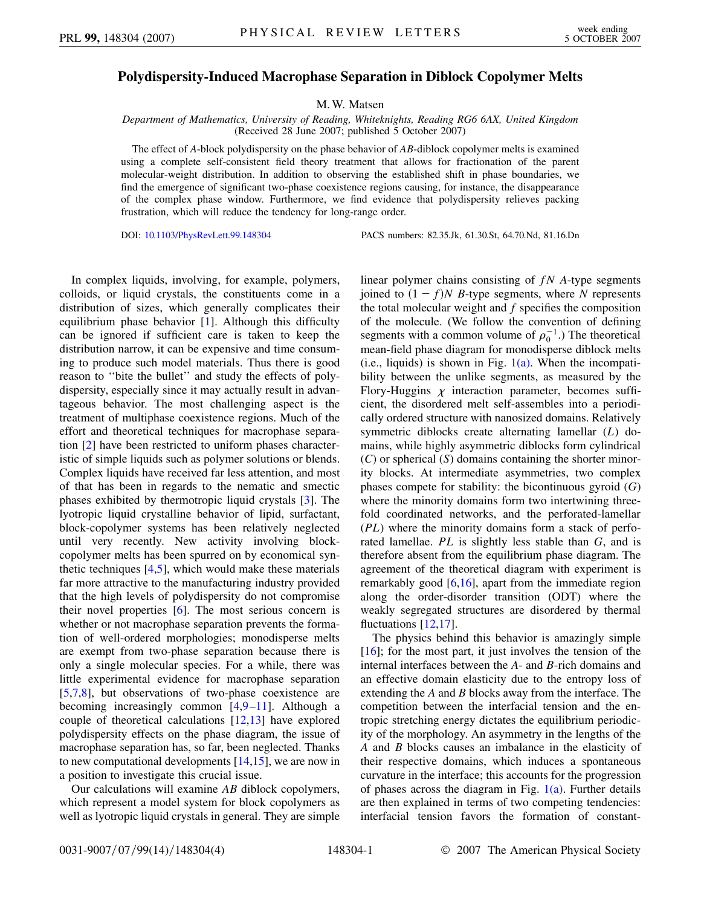# Polydispersity-Induced Macrophase Separation in Diblock Copolymer Melts

M. W. Matsen

*Department of Mathematics, University of Reading, Whiteknights, Reading RG6 6AX, United Kingdom*
(Received 28 June 2007; published 5 October 2007)

The effect of *A*-block polydispersity on the phase behavior of *AB*-diblock copolymer melts is examined using a complete self-consistent field theory treatment that allows for fractionation of the parent molecular-weight distribution. In addition to observing the established shift in phase boundaries, we find the emergence of significant two-phase coexistence regions causing, for instance, the disappearance of the complex phase window. Furthermore, we find evidence that polydispersity relieves packing frustration, which will reduce the tendency for long-range order.

DOI: 10.1103/PhysRevLett.99.148304 PACS numbers: 82.35.Jk, 61.30.St, 64.70.Nd, 81.16.Dn

In complex liquids, involving, for example, polymers, colloids, or liquid crystals, the constituents come in a distribution of sizes, which generally complicates their equilibrium phase behavior [1]. Although this difficulty can be ignored if sufficient care is taken to keep the distribution narrow, it can be expensive and time consuming to produce such model materials. Thus there is good reason to "bite the bullet" and study the effects of polydispersity, especially since it may actually result in advantageous behavior. The most challenging aspect is the treatment of multiphase coexistence regions. Much of the effort and theoretical techniques for macrophase separation [2] have been restricted to uniform phases characteristic of simple liquids such as polymer solutions or blends. Complex liquids have received far less attention, and most of that has been in regards to the nematic and smectic phases exhibited by thermotropic liquid crystals [3]. The lyotropic liquid crystalline behavior of lipid, surfactant, block-copolymer systems has been relatively neglected until very recently. New activity involving block-copolymer melts has been spurred on by economical synthetic techniques [4,5], which would make these materials far more attractive to the manufacturing industry provided that the high levels of polydispersity do not compromise their novel properties [6]. The most serious concern is whether or not macrophase separation prevents the formation of well-ordered morphologies; monodisperse melts are exempt from two-phase separation because there is only a single molecular species. For a while, there was little experimental evidence for macrophase separation [5,7,8], but observations of two-phase coexistence are becoming increasingly common [4,9–11]. Although a couple of theoretical calculations [12,13] have explored polydispersity effects on the phase diagram, the issue of macrophase separation has, so far, been neglected. Thanks to new computational developments [14,15], we are now in a position to investigate this crucial issue.

Our calculations will examine *AB* diblock copolymers, which represent a model system for block copolymers as well as lyotropic liquid crystals in general. They are simple linear polymer chains consisting of $fN$ *A*-type segments joined to $(1-f)N$ *B*-type segments, where $N$ represents the total molecular weight and $f$ specifies the composition of the molecule. (We follow the convention of defining segments with a common volume of $\rho_0^{-1}$.) The theoretical mean-field phase diagram for monodisperse diblock melts (i.e., liquids) is shown in Fig. 1(a). When the incompatibility between the unlike segments, as measured by the Flory-Huggins $\chi$ interaction parameter, becomes sufficient, the disordered melt self-assembles into a periodically ordered structure with nanosized domains. Relatively symmetric diblocks create alternating lamellar (*L*) domains, while highly asymmetric diblocks form cylindrical (*C*) or spherical (*S*) domains containing the shorter minority blocks. At intermediate asymmetries, two complex phases compete for stability: the bicontinuous gyroid (*G*) where the minority domains form two intertwining threefold coordinated networks, and the perforated-lamellar (*PL*) where the minority domains form a stack of perforated lamellae. *PL* is slightly less stable than *G*, and is therefore absent from the equilibrium phase diagram. The agreement of the theoretical diagram with experiment is remarkably good [6,16], apart from the immediate region along the order-disorder transition (ODT) where the weakly segregated structures are disordered by thermal fluctuations [12,17].

The physics behind this behavior is amazingly simple [16]; for the most part, it just involves the tension of the internal interfaces between the *A*- and *B*-rich domains and an effective domain elasticity due to the entropy loss of extending the *A* and *B* blocks away from the interface. The competition between the interfacial tension and the entropic stretching energy dictates the equilibrium periodicity of the morphology. An asymmetry in the lengths of the *A* and *B* blocks causes an imbalance in the elasticity of their respective domains, which induces a spontaneous curvature in the interface; this accounts for the progression of phases across the diagram in Fig. 1(a). Further details are then explained in terms of two competing tendencies: interfacial tension favors the formation of constant-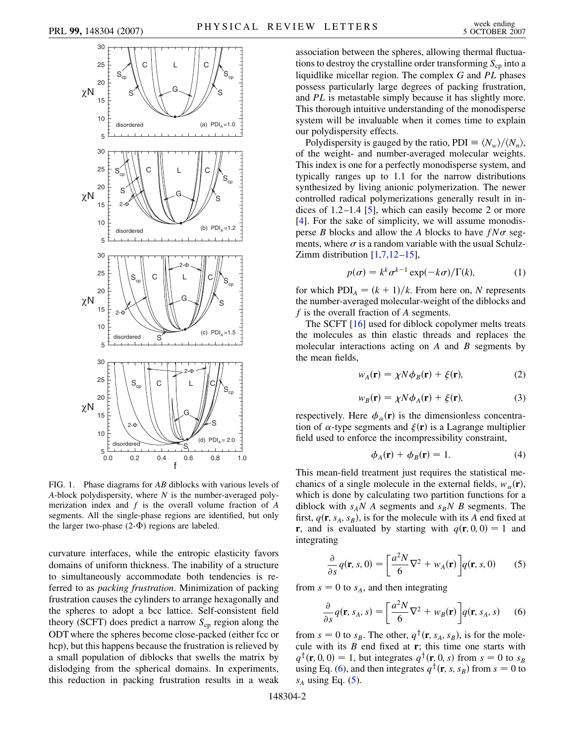FIG. 1. Phase diagrams for *AB* diblocks with various levels of *A*-block polydispersity, where $N$ is the number-averaged polymerization index and $f$ is the overall volume fraction of *A* segments. All the single-phase regions are identified, but only the larger two-phase (2-$\Phi$) regions are labeled.

curvature interfaces, while the entropic elasticity favors domains of uniform thickness. The inability of a structure to simultaneously accommodate both tendencies is referred to as *packing frustration*. Minimization of packing frustration causes the cylinders to arrange hexagonally and the spheres to adopt a bcc lattice. Self-consistent field theory (SCFT) does predict a narrow $S_{cp}$ region along the ODT where the spheres become close-packed (either fcc or hcp), but this happens because the frustration is relieved by a small population of diblocks that swells the matrix by dislodging from the spherical domains. In experiments, this reduction in packing frustration results in a weak association between the spheres, allowing thermal fluctuations to destroy the crystalline order transforming $S_{cp}$ into a liquidlike micellar region. The complex *G* and *PL* phases possess particularly large degrees of packing frustration, and *PL* is metastable simply because it has slightly more. This thorough intuitive understanding of the monodisperse system will be invaluable when it comes time to explain our polydispersity effects.

Polydispersity is gauged by the ratio, PDI $\equiv \langle N_w \rangle / \langle N_n \rangle$, of the weight- and number-averaged molecular weights. This index is one for a perfectly monodisperse system, and typically ranges up to 1.1 for the narrow distributions synthesized by living anionic polymerization. The newer controlled radical polymerizations generally result in indices of 1.2–1.4 [5], which can easily become 2 or more [4]. For the sake of simplicity, we will assume monodisperse *B* blocks and allow the *A* blocks to have $fN\sigma$ segments, where $\sigma$ is a random variable with the usual Schulz-Zimm distribution [1,7,12–15],

$$p(\sigma) = k^k \sigma^{k-1} \exp(-k\sigma)/\Gamma(k), \tag{1}$$

for which $\text{PDI}_A = (k+1)/k$. From here on, $N$ represents the number-averaged molecular-weight of the diblocks and $f$ is the overall fraction of *A* segments.

The SCFT [16] used for diblock copolymer melts treats the molecules as thin elastic threads and replaces the molecular interactions acting on *A* and *B* segments by the mean fields,

$$w_A(\mathbf{r}) = \chi N \phi_B(\mathbf{r}) + \xi(\mathbf{r}), \tag{2}$$

$$w_B(\mathbf{r}) = \chi N \phi_A(\mathbf{r}) + \xi(\mathbf{r}), \tag{3}$$

respectively. Here $\phi_\alpha(\mathbf{r})$ is the dimensionless concentration of $\alpha$-type segments and $\xi(\mathbf{r})$ is a Lagrange multiplier field used to enforce the incompressibility constraint,

$$\phi_A(\mathbf{r}) + \phi_B(\mathbf{r}) = 1. \tag{4}$$

This mean-field treatment just requires the statistical mechanics of a single molecule in the external fields, $w_\alpha(\mathbf{r})$, which is done by calculating two partition functions for a diblock with $s_A N$ *A* segments and $s_B N$ *B* segments. The first, $q(\mathbf{r}, s_A, s_B)$, is for the molecule with its *A* end fixed at $\mathbf{r}$, and is evaluated by starting with $q(\mathbf{r}, 0, 0) = 1$ and integrating

$$\frac{\partial}{\partial s} q(\mathbf{r}, s, 0) = \left[ \frac{a^2 N}{6} \nabla^2 + w_A(\mathbf{r}) \right] q(\mathbf{r}, s, 0) \tag{5}$$

from $s = 0$ to $s_A$, and then integrating

$$\frac{\partial}{\partial s} q(\mathbf{r}, s_A, s) = \left[ \frac{a^2 N}{6} \nabla^2 + w_B(\mathbf{r}) \right] q(\mathbf{r}, s_A, s) \tag{6}$$

from $s = 0$ to $s_B$. The other, $q^\dagger(\mathbf{r}, s_A, s_B)$, is for the molecule with its *B* end fixed at $\mathbf{r}$; this time one starts with $q^\dagger(\mathbf{r}, 0, 0) = 1$, but integrates $q^\dagger(\mathbf{r}, 0, s)$ from $s = 0$ to $s_B$ using Eq. (6), and then integrates $q^\dagger(\mathbf{r}, s, s_B)$ from $s = 0$ to $s_A$ using Eq. (5).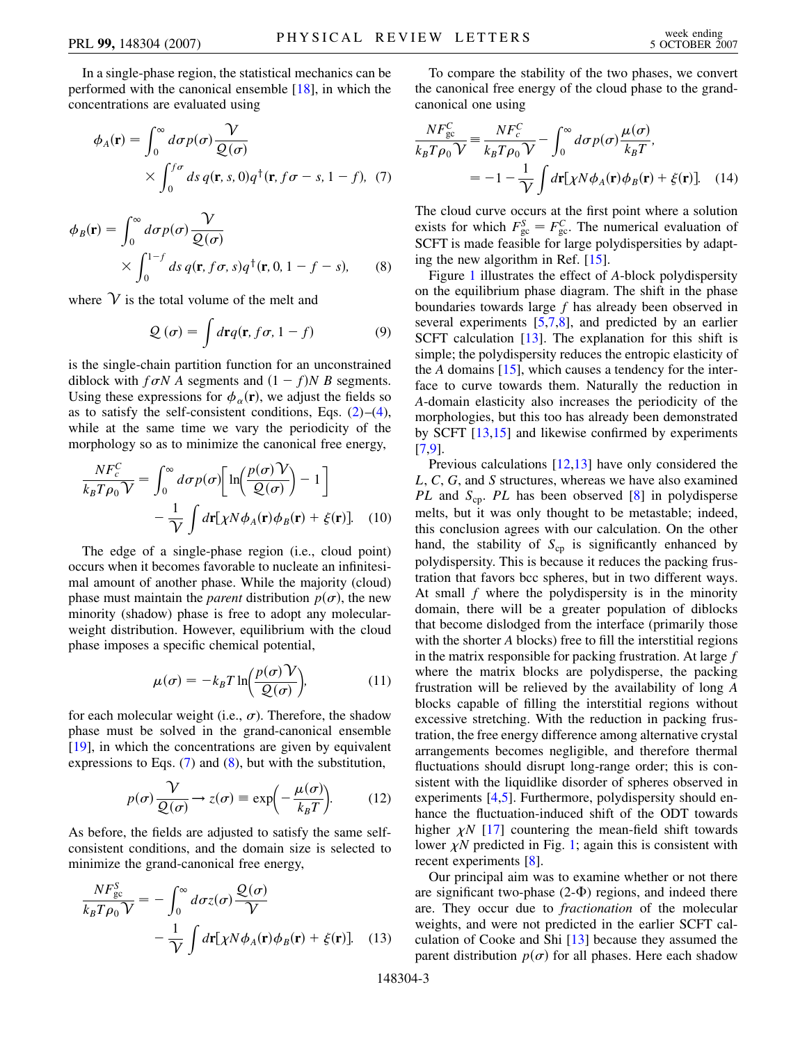In a single-phase region, the statistical mechanics can be performed with the canonical ensemble [18], in which the concentrations are evaluated using

$$\phi_A(\mathbf{r}) = \int_0^\infty d\sigma p(\sigma) \frac{\mathcal{V}}{\mathcal{Q}(\sigma)} \times \int_0^{f\sigma} ds\, q(\mathbf{r}, s, 0) q^\dagger(\mathbf{r}, f\sigma - s, 1-f), \quad (7)$$

$$\phi_B(\mathbf{r}) = \int_0^\infty d\sigma p(\sigma) \frac{\mathcal{V}}{\mathcal{Q}(\sigma)} \times \int_0^{1-f} ds\, q(\mathbf{r}, f\sigma, s) q^\dagger(\mathbf{r}, 0, 1-f-s), \quad (8)$$

where $\mathcal{V}$ is the total volume of the melt and

$$\mathcal{Q}(\sigma) = \int d\mathbf{r} q(\mathbf{r}, f\sigma, 1-f) \quad (9)$$

is the single-chain partition function for an unconstrained diblock with $f\sigma N$ $A$ segments and $(1-f)N$ $B$ segments. Using these expressions for $\phi_\alpha(\mathbf{r})$, we adjust the fields so as to satisfy the self-consistent conditions, Eqs. (2)–(4), while at the same time we vary the periodicity of the morphology so as to minimize the canonical free energy,

$$\frac{NF_c^C}{k_BT\rho_0\mathcal{V}} = \int_0^\infty d\sigma p(\sigma)\left[\ln\left(\frac{p(\sigma)\mathcal{V}}{\mathcal{Q}(\sigma)}\right) - 1\right] - \frac{1}{\mathcal{V}}\int d\mathbf{r}[\chi N \phi_A(\mathbf{r})\phi_B(\mathbf{r}) + \xi(\mathbf{r})]. \quad (10)$$

The edge of a single-phase region (i.e., cloud point) occurs when it becomes favorable to nucleate an infinitesimal amount of another phase. While the majority (cloud) phase must maintain the *parent* distribution $p(\sigma)$, the new minority (shadow) phase is free to adopt any molecular-weight distribution. However, equilibrium with the cloud phase imposes a specific chemical potential,

$$\mu(\sigma) = -k_BT\ln\left(\frac{p(\sigma)\mathcal{V}}{\mathcal{Q}(\sigma)}\right), \quad (11)$$

for each molecular weight (i.e., $\sigma$). Therefore, the shadow phase must be solved in the grand-canonical ensemble [19], in which the concentrations are given by equivalent expressions to Eqs. (7) and (8), but with the substitution,

$$p(\sigma)\frac{\mathcal{V}}{\mathcal{Q}(\sigma)} \to z(\sigma) \equiv \exp\left(-\frac{\mu(\sigma)}{k_BT}\right). \quad (12)$$

As before, the fields are adjusted to satisfy the same self-consistent conditions, and the domain size is selected to minimize the grand-canonical free energy,

$$\frac{NF_{gc}^S}{k_BT\rho_0\mathcal{V}} = -\int_0^\infty d\sigma z(\sigma)\frac{\mathcal{Q}(\sigma)}{\mathcal{V}} - \frac{1}{\mathcal{V}}\int d\mathbf{r}[\chi N\phi_A(\mathbf{r})\phi_B(\mathbf{r}) + \xi(\mathbf{r})]. \quad (13)$$

To compare the stability of the two phases, we convert the canonical free energy of the cloud phase to the grand-canonical one using

$$\frac{NF_{gc}^C}{k_BT\rho_0\mathcal{V}} \equiv \frac{NF_c^C}{k_BT\rho_0\mathcal{V}} - \int_0^\infty d\sigma p(\sigma)\frac{\mu(\sigma)}{k_BT}, = -1 - \frac{1}{\mathcal{V}}\int d\mathbf{r}[\chi N\phi_A(\mathbf{r})\phi_B(\mathbf{r}) + \xi(\mathbf{r})]. \quad (14)$$

The cloud curve occurs at the first point where a solution exists for which $F_{gc}^S = F_{gc}^C$. The numerical evaluation of SCFT is made feasible for large polydispersities by adapting the new algorithm in Ref. [15].

Figure 1 illustrates the effect of $A$-block polydispersity on the equilibrium phase diagram. The shift in the phase boundaries towards large $f$ has already been observed in several experiments [5,7,8], and predicted by an earlier SCFT calculation [13]. The explanation for this shift is simple; the polydispersity reduces the entropic elasticity of the $A$ domains [15], which causes a tendency for the interface to curve towards them. Naturally the reduction in $A$-domain elasticity also increases the periodicity of the morphologies, but this too has already been demonstrated by SCFT [13,15] and likewise confirmed by experiments [7,9].

Previous calculations [12,13] have only considered the $L$, $C$, $G$, and $S$ structures, whereas we have also examined $PL$ and $S_{cp}$. $PL$ has been observed [8] in polydisperse melts, but it was only thought to be metastable; indeed, this conclusion agrees with our calculation. On the other hand, the stability of $S_{cp}$ is significantly enhanced by polydispersity. This is because it reduces the packing frustration that favors bcc spheres, but in two different ways. At small $f$ where the polydispersity is in the minority domain, there will be a greater population of diblocks that become dislodged from the interface (primarily those with the shorter $A$ blocks) free to fill the interstitial regions in the matrix responsible for packing frustration. At large $f$ where the matrix blocks are polydisperse, the packing frustration will be relieved by the availability of long $A$ blocks capable of filling the interstitial regions without excessive stretching. With the reduction in packing frustration, the free energy difference among alternative crystal arrangements becomes negligible, and therefore thermal fluctuations should disrupt long-range order; this is consistent with the liquidlike disorder of spheres observed in experiments [4,5]. Furthermore, polydispersity should enhance the fluctuation-induced shift of the ODT towards higher $\chi N$ [17] countering the mean-field shift towards lower $\chi N$ predicted in Fig. 1; again this is consistent with recent experiments [8].

Our principal aim was to examine whether or not there are significant two-phase (2-Φ) regions, and indeed there are. They occur due to *fractionation* of the molecular weights, and were not predicted in the earlier SCFT calculation of Cooke and Shi [13] because they assumed the parent distribution $p(\sigma)$ for all phases. Here each shadow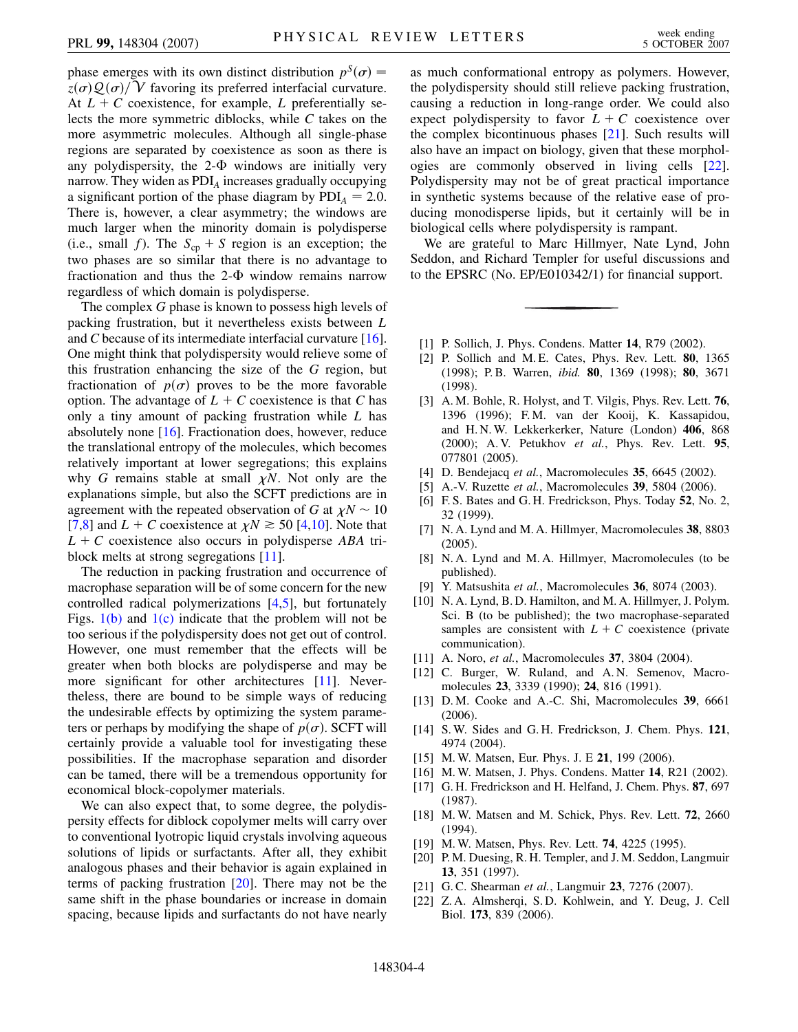phase emerges with its own distinct distribution $p^S(\sigma) = z(\sigma)\mathcal{Q}(\sigma)/\mathcal{V}$ favoring its preferred interfacial curvature. At $L + C$ coexistence, for example, $L$ preferentially selects the more symmetric diblocks, while $C$ takes on the more asymmetric molecules. Although all single-phase regions are separated by coexistence as soon as there is any polydispersity, the 2-$\Phi$ windows are initially very narrow. They widen as $\text{PDI}_A$ increases gradually occupying a significant portion of the phase diagram by $\text{PDI}_A = 2.0$. There is, however, a clear asymmetry; the windows are much larger when the minority domain is polydisperse (i.e., small $f$). The $S_{\text{cp}} + S$ region is an exception; the two phases are so similar that there is no advantage to fractionation and thus the 2-$\Phi$ window remains narrow regardless of which domain is polydisperse.

The complex $G$ phase is known to possess high levels of packing frustration, but it nevertheless exists between $L$ and $C$ because of its intermediate interfacial curvature [16]. One might think that polydispersity would relieve some of this frustration enhancing the size of the $G$ region, but fractionation of $p(\sigma)$ proves to be the more favorable option. The advantage of $L + C$ coexistence is that $C$ has only a tiny amount of packing frustration while $L$ has absolutely none [16]. Fractionation does, however, reduce the translational entropy of the molecules, which becomes relatively important at lower segregations; this explains why $G$ remains stable at small $\chi N$. Not only are the explanations simple, but also the SCFT predictions are in agreement with the repeated observation of $G$ at $\chi N \sim 10$ [7,8] and $L + C$ coexistence at $\chi N \gtrsim 50$ [4,10]. Note that $L + C$ coexistence also occurs in polydisperse $ABA$ triblock melts at strong segregations [11].

The reduction in packing frustration and occurrence of macrophase separation will be of some concern for the new controlled radical polymerizations [4,5], but fortunately Figs. 1(b) and 1(c) indicate that the problem will not be too serious if the polydispersity does not get out of control. However, one must remember that the effects will be greater when both blocks are polydisperse and may be more significant for other architectures [11]. Nevertheless, there are bound to be simple ways of reducing the undesirable effects by optimizing the system parameters or perhaps by modifying the shape of $p(\sigma)$. SCFT will certainly provide a valuable tool for investigating these possibilities. If the macrophase separation and disorder can be tamed, there will be a tremendous opportunity for economical block-copolymer materials.

We can also expect that, to some degree, the polydispersity effects for diblock copolymer melts will carry over to conventional lyotropic liquid crystals involving aqueous solutions of lipids or surfactants. After all, they exhibit analogous phases and their behavior is again explained in terms of packing frustration [20]. There may not be the same shift in the phase boundaries or increase in domain spacing, because lipids and surfactants do not have nearly as much conformational entropy as polymers. However, the polydispersity should still relieve packing frustration, causing a reduction in long-range order. We could also expect polydispersity to favor $L + C$ coexistence over the complex bicontinuous phases [21]. Such results will also have an impact on biology, given that these morphologies are commonly observed in living cells [22]. Polydispersity may not be of great practical importance in synthetic systems because of the relative ease of producing monodisperse lipids, but it certainly will be in biological cells where polydispersity is rampant.

We are grateful to Marc Hillmyer, Nate Lynd, John Seddon, and Richard Templer for useful discussions and to the EPSRC (No. EP/E010342/1) for financial support.

---

[1] P. Sollich, J. Phys. Condens. Matter **14**, R79 (2002).

[2] P. Sollich and M. E. Cates, Phys. Rev. Lett. **80**, 1365 (1998); P. B. Warren, *ibid.* **80**, 1369 (1998); **80**, 3671 (1998).

[3] A. M. Bohle, R. Holyst, and T. Vilgis, Phys. Rev. Lett. **76**, 1396 (1996); F. M. van der Kooij, K. Kassapidou, and H. N. W. Lekkerkerker, Nature (London) **406**, 868 (2000); A. V. Petukhov *et al.*, Phys. Rev. Lett. **95**, 077801 (2005).

[4] D. Bendejacq *et al.*, Macromolecules **35**, 6645 (2002).

[5] A.-V. Ruzette *et al.*, Macromolecules **39**, 5804 (2006).

[6] F. S. Bates and G. H. Fredrickson, Phys. Today **52**, No. 2, 32 (1999).

[7] N. A. Lynd and M. A. Hillmyer, Macromolecules **38**, 8803 (2005).

[8] N. A. Lynd and M. A. Hillmyer, Macromolecules (to be published).

[9] Y. Matsushita *et al.*, Macromolecules **36**, 8074 (2003).

[10] N. A. Lynd, B. D. Hamilton, and M. A. Hillmyer, J. Polym. Sci. B (to be published); the two macrophase-separated samples are consistent with $L + C$ coexistence (private communication).

[11] A. Noro, *et al.*, Macromolecules **37**, 3804 (2004).

[12] C. Burger, W. Ruland, and A. N. Semenov, Macromolecules **23**, 3339 (1990); **24**, 816 (1991).

[13] D. M. Cooke and A.-C. Shi, Macromolecules **39**, 6661 (2006).

[14] S. W. Sides and G. H. Fredrickson, J. Chem. Phys. **121**, 4974 (2004).

[15] M. W. Matsen, Eur. Phys. J. E **21**, 199 (2006).

[16] M. W. Matsen, J. Phys. Condens. Matter **14**, R21 (2002).

[17] G. H. Fredrickson and H. Helfand, J. Chem. Phys. **87**, 697 (1987).

[18] M. W. Matsen and M. Schick, Phys. Rev. Lett. **72**, 2660 (1994).

[19] M. W. Matsen, Phys. Rev. Lett. **74**, 4225 (1995).

[20] P. M. Duesing, R. H. Templer, and J. M. Seddon, Langmuir **13**, 351 (1997).

[21] G. C. Shearman *et al.*, Langmuir **23**, 7276 (2007).

[22] Z. A. Almsherqi, S. D. Kohlwein, and Y. Deug, J. Cell Biol. **173**, 839 (2006).